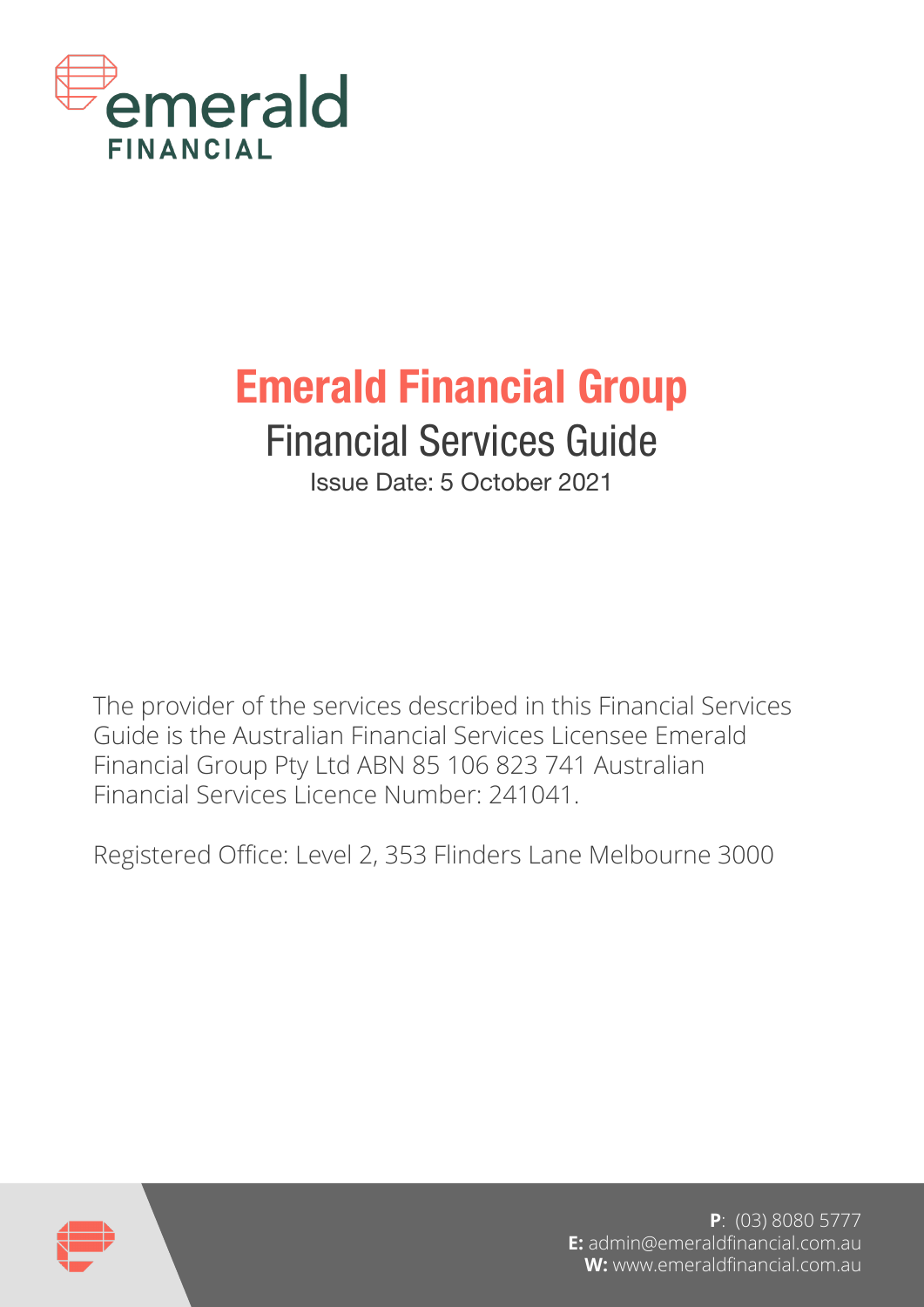emerald
FINANCIAL

# Emerald Financial Group

## Financial Services Guide

Issue Date: 5 October 2021

The provider of the services described in this Financial Services Guide is the Australian Financial Services Licensee Emerald Financial Group Pty Ltd ABN 85 106 823 741 Australian Financial Services Licence Number: 241041.

Registered Office: Level 2, 353 Flinders Lane Melbourne 3000

**P**: (03) 8080 5777
**E:** admin@emeraldfinancial.com.au
**W:** www.emeraldfinancial.com.au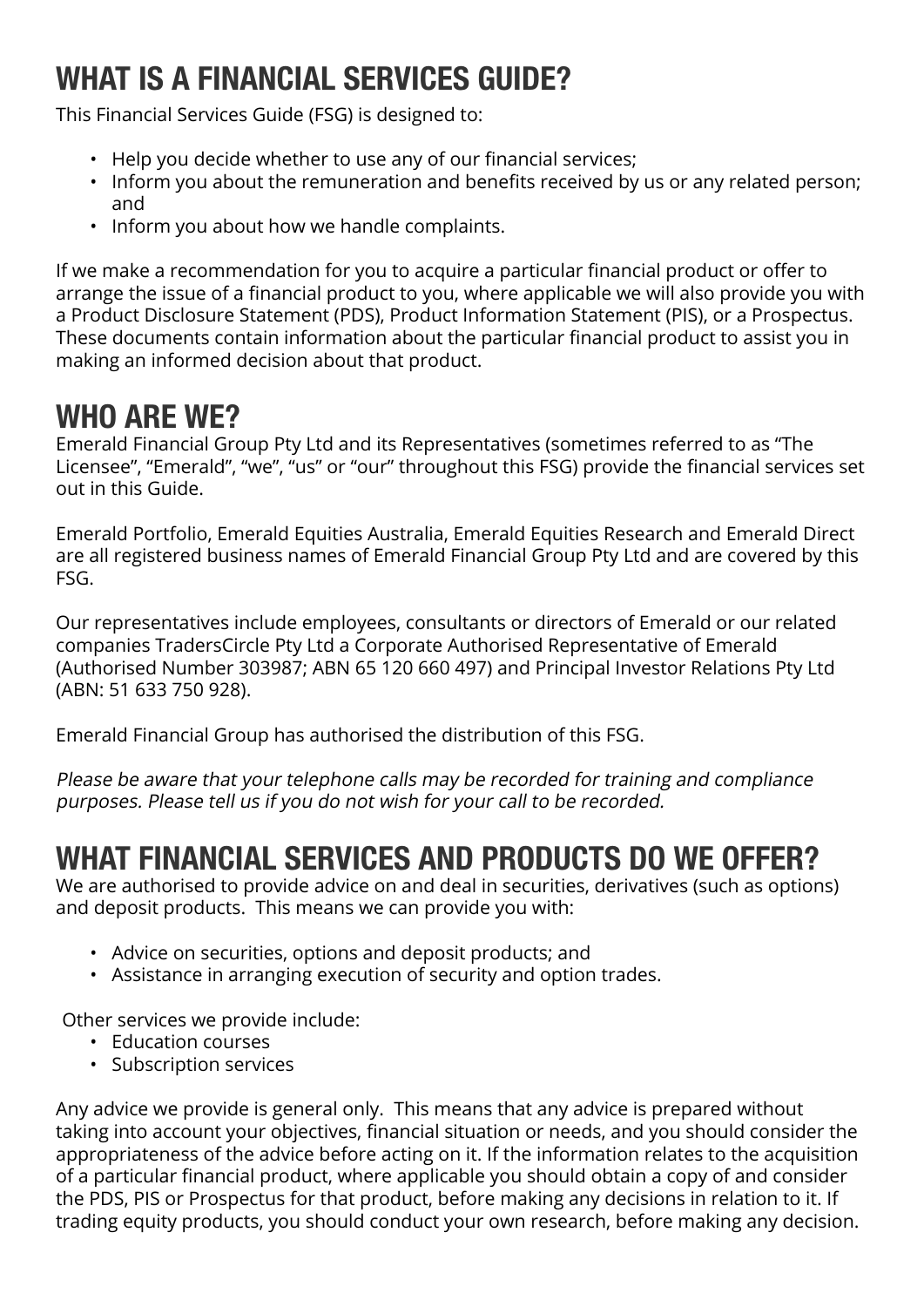## WHAT IS A FINANCIAL SERVICES GUIDE?

This Financial Services Guide (FSG) is designed to:

- Help you decide whether to use any of our financial services;
- Inform you about the remuneration and benefits received by us or any related person; and
- Inform you about how we handle complaints.

If we make a recommendation for you to acquire a particular financial product or offer to arrange the issue of a financial product to you, where applicable we will also provide you with a Product Disclosure Statement (PDS), Product Information Statement (PIS), or a Prospectus. These documents contain information about the particular financial product to assist you in making an informed decision about that product.

## WHO ARE WE?

Emerald Financial Group Pty Ltd and its Representatives (sometimes referred to as "The Licensee", "Emerald", "we", "us" or "our" throughout this FSG) provide the financial services set out in this Guide.

Emerald Portfolio, Emerald Equities Australia, Emerald Equities Research and Emerald Direct are all registered business names of Emerald Financial Group Pty Ltd and are covered by this FSG.

Our representatives include employees, consultants or directors of Emerald or our related companies TradersCircle Pty Ltd a Corporate Authorised Representative of Emerald (Authorised Number 303987; ABN 65 120 660 497) and Principal Investor Relations Pty Ltd (ABN: 51 633 750 928).

Emerald Financial Group has authorised the distribution of this FSG.

*Please be aware that your telephone calls may be recorded for training and compliance purposes. Please tell us if you do not wish for your call to be recorded.*

## WHAT FINANCIAL SERVICES AND PRODUCTS DO WE OFFER?

We are authorised to provide advice on and deal in securities, derivatives (such as options) and deposit products. This means we can provide you with:

- Advice on securities, options and deposit products; and
- Assistance in arranging execution of security and option trades.

Other services we provide include:

- Education courses
- Subscription services

Any advice we provide is general only. This means that any advice is prepared without taking into account your objectives, financial situation or needs, and you should consider the appropriateness of the advice before acting on it. If the information relates to the acquisition of a particular financial product, where applicable you should obtain a copy of and consider the PDS, PIS or Prospectus for that product, before making any decisions in relation to it. If trading equity products, you should conduct your own research, before making any decision.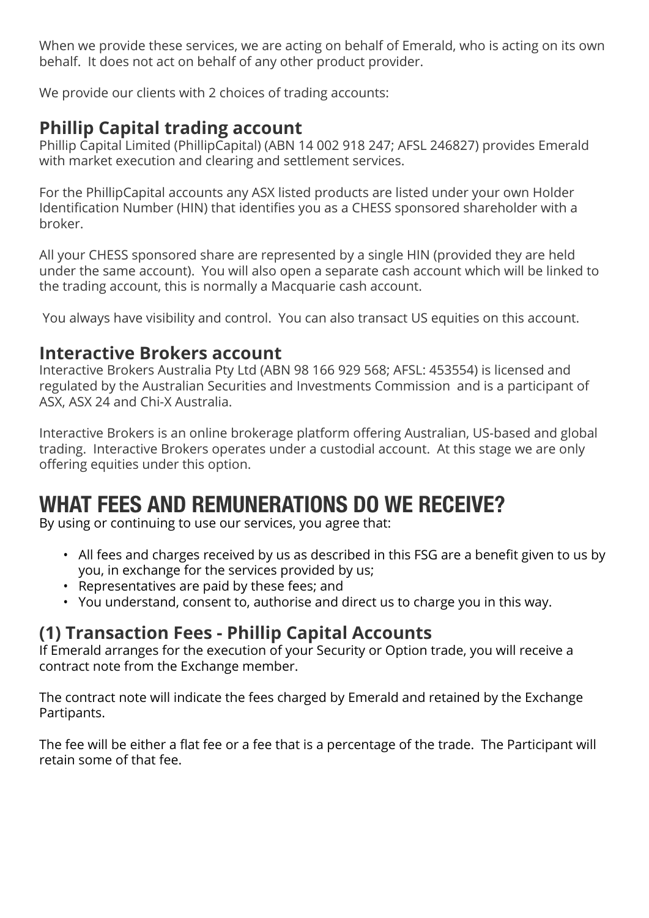When we provide these services, we are acting on behalf of Emerald, who is acting on its own behalf. It does not act on behalf of any other product provider.

We provide our clients with 2 choices of trading accounts:

## Phillip Capital trading account

Phillip Capital Limited (PhillipCapital) (ABN 14 002 918 247; AFSL 246827) provides Emerald with market execution and clearing and settlement services.

For the PhillipCapital accounts any ASX listed products are listed under your own Holder Identification Number (HIN) that identifies you as a CHESS sponsored shareholder with a broker.

All your CHESS sponsored share are represented by a single HIN (provided they are held under the same account). You will also open a separate cash account which will be linked to the trading account, this is normally a Macquarie cash account.

You always have visibility and control. You can also transact US equities on this account.

## Interactive Brokers account

Interactive Brokers Australia Pty Ltd (ABN 98 166 929 568; AFSL: 453554) is licensed and regulated by the Australian Securities and Investments Commission and is a participant of ASX, ASX 24 and Chi-X Australia.

Interactive Brokers is an online brokerage platform offering Australian, US-based and global trading. Interactive Brokers operates under a custodial account. At this stage we are only offering equities under this option.

# WHAT FEES AND REMUNERATIONS DO WE RECEIVE?

By using or continuing to use our services, you agree that:

- All fees and charges received by us as described in this FSG are a benefit given to us by you, in exchange for the services provided by us;
- Representatives are paid by these fees; and
- You understand, consent to, authorise and direct us to charge you in this way.

## (1) Transaction Fees - Phillip Capital Accounts

If Emerald arranges for the execution of your Security or Option trade, you will receive a contract note from the Exchange member.

The contract note will indicate the fees charged by Emerald and retained by the Exchange Partipants.

The fee will be either a flat fee or a fee that is a percentage of the trade. The Participant will retain some of that fee.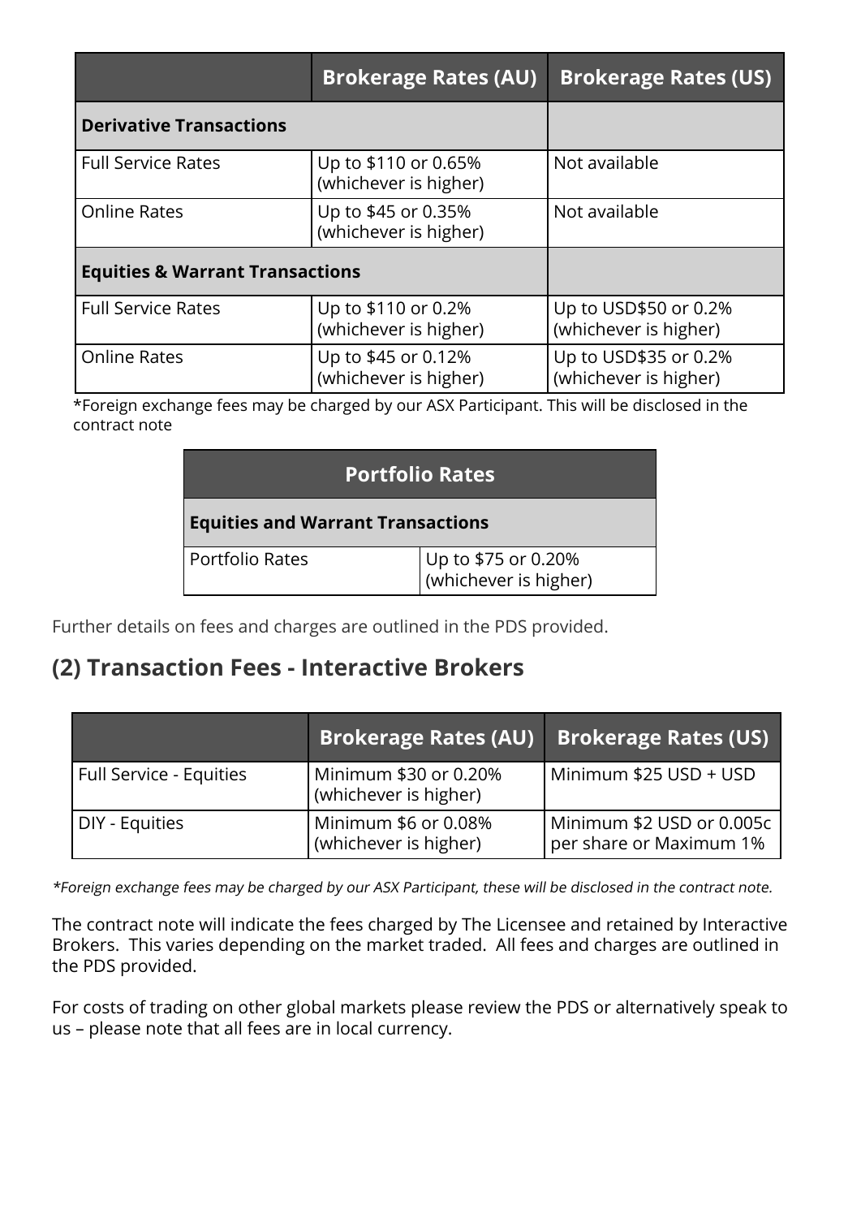| | Brokerage Rates (AU) | Brokerage Rates (US) |
|---|---|---|
| **Derivative Transactions** | | |
| Full Service Rates | Up to $110 or 0.65% (whichever is higher) | Not available |
| Online Rates | Up to $45 or 0.35% (whichever is higher) | Not available |
| **Equities & Warrant Transactions** | | |
| Full Service Rates | Up to $110 or 0.2% (whichever is higher) | Up to USD$50 or 0.2% (whichever is higher) |
| Online Rates | Up to $45 or 0.12% (whichever is higher) | Up to USD$35 or 0.2% (whichever is higher) |

*Foreign exchange fees may be charged by our ASX Participant. This will be disclosed in the contract note

| Portfolio Rates | |
|---|---|
| **Equities and Warrant Transactions** | |
| Portfolio Rates | Up to $75 or 0.20% (whichever is higher) |

Further details on fees and charges are outlined in the PDS provided.

## (2) Transaction Fees - Interactive Brokers

| | Brokerage Rates (AU) | Brokerage Rates (US) |
|---|---|---|
| Full Service - Equities | Minimum $30 or 0.20% (whichever is higher) | Minimum $25 USD + USD |
| DIY - Equities | Minimum $6 or 0.08% (whichever is higher) | Minimum $2 USD or 0.005c per share or Maximum 1% |

*\*Foreign exchange fees may be charged by our ASX Participant, these will be disclosed in the contract note.*

The contract note will indicate the fees charged by The Licensee and retained by Interactive Brokers. This varies depending on the market traded. All fees and charges are outlined in the PDS provided.

For costs of trading on other global markets please review the PDS or alternatively speak to us – please note that all fees are in local currency.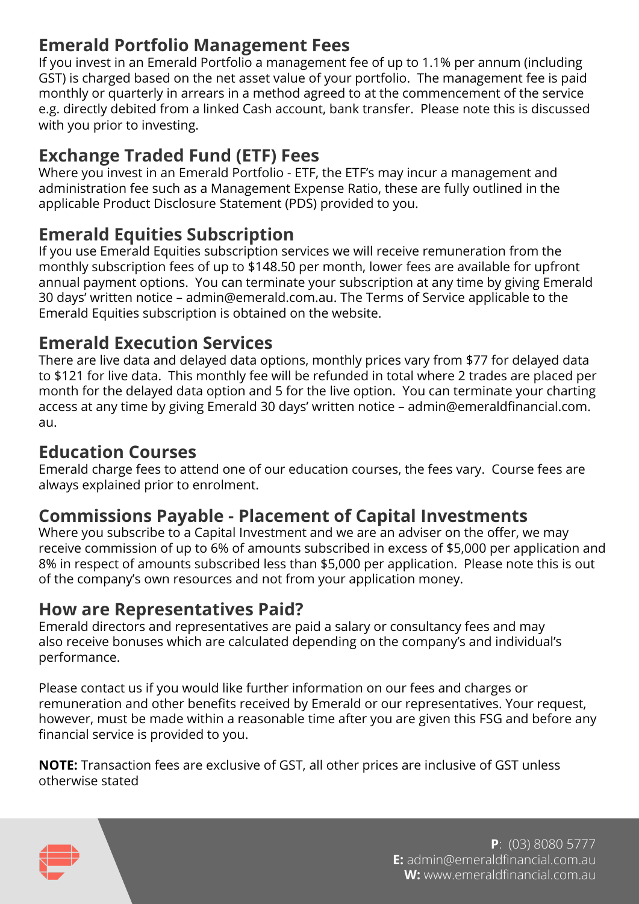## Emerald Portfolio Management Fees

If you invest in an Emerald Portfolio a management fee of up to 1.1% per annum (including GST) is charged based on the net asset value of your portfolio. The management fee is paid monthly or quarterly in arrears in a method agreed to at the commencement of the service e.g. directly debited from a linked Cash account, bank transfer. Please note this is discussed with you prior to investing.

## Exchange Traded Fund (ETF) Fees

Where you invest in an Emerald Portfolio - ETF, the ETF's may incur a management and administration fee such as a Management Expense Ratio, these are fully outlined in the applicable Product Disclosure Statement (PDS) provided to you.

## Emerald Equities Subscription

If you use Emerald Equities subscription services we will receive remuneration from the monthly subscription fees of up to $148.50 per month, lower fees are available for upfront annual payment options. You can terminate your subscription at any time by giving Emerald 30 days' written notice – admin@emerald.com.au. The Terms of Service applicable to the Emerald Equities subscription is obtained on the website.

## Emerald Execution Services

There are live data and delayed data options, monthly prices vary from $77 for delayed data to $121 for live data. This monthly fee will be refunded in total where 2 trades are placed per month for the delayed data option and 5 for the live option. You can terminate your charting access at any time by giving Emerald 30 days' written notice – admin@emeraldfinancial.com.au.

## Education Courses

Emerald charge fees to attend one of our education courses, the fees vary. Course fees are always explained prior to enrolment.

## Commissions Payable - Placement of Capital Investments

Where you subscribe to a Capital Investment and we are an adviser on the offer, we may receive commission of up to 6% of amounts subscribed in excess of $5,000 per application and 8% in respect of amounts subscribed less than $5,000 per application. Please note this is out of the company's own resources and not from your application money.

## How are Representatives Paid?

Emerald directors and representatives are paid a salary or consultancy fees and may also receive bonuses which are calculated depending on the company's and individual's performance.

Please contact us if you would like further information on our fees and charges or remuneration and other benefits received by Emerald or our representatives. Your request, however, must be made within a reasonable time after you are given this FSG and before any financial service is provided to you.

**NOTE:** Transaction fees are exclusive of GST, all other prices are inclusive of GST unless otherwise stated

**P**: (03) 8080 5777
**E:** admin@emeraldfinancial.com.au
**W:** www.emeraldfinancial.com.au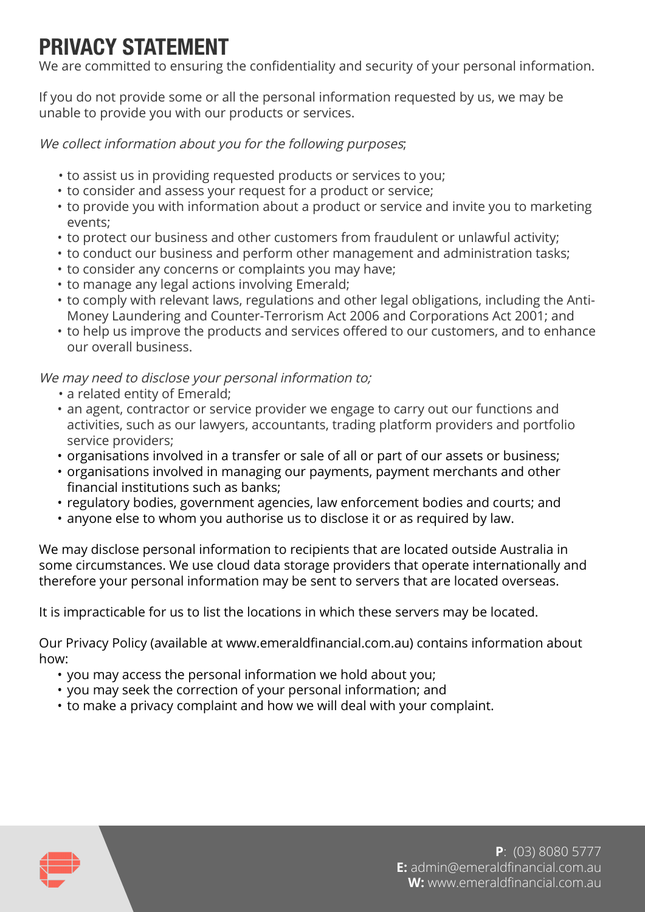# PRIVACY STATEMENT

We are committed to ensuring the confidentiality and security of your personal information.

If you do not provide some or all the personal information requested by us, we may be unable to provide you with our products or services.

*We collect information about you for the following purposes*;

- to assist us in providing requested products or services to you;
- to consider and assess your request for a product or service;
- to provide you with information about a product or service and invite you to marketing events;
- to protect our business and other customers from fraudulent or unlawful activity;
- to conduct our business and perform other management and administration tasks;
- to consider any concerns or complaints you may have;
- to manage any legal actions involving Emerald;
- to comply with relevant laws, regulations and other legal obligations, including the Anti-Money Laundering and Counter-Terrorism Act 2006 and Corporations Act 2001; and
- to help us improve the products and services offered to our customers, and to enhance our overall business.

*We may need to disclose your personal information to;*

- a related entity of Emerald;
- an agent, contractor or service provider we engage to carry out our functions and activities, such as our lawyers, accountants, trading platform providers and portfolio service providers;
- organisations involved in a transfer or sale of all or part of our assets or business;
- organisations involved in managing our payments, payment merchants and other financial institutions such as banks;
- regulatory bodies, government agencies, law enforcement bodies and courts; and
- anyone else to whom you authorise us to disclose it or as required by law.

We may disclose personal information to recipients that are located outside Australia in some circumstances. We use cloud data storage providers that operate internationally and therefore your personal information may be sent to servers that are located overseas.

It is impracticable for us to list the locations in which these servers may be located.

Our Privacy Policy (available at www.emeraldfinancial.com.au) contains information about how:

- you may access the personal information we hold about you;
- you may seek the correction of your personal information; and
- to make a privacy complaint and how we will deal with your complaint.

**P**: (03) 8080 5777
**E:** admin@emeraldfinancial.com.au
**W:** www.emeraldfinancial.com.au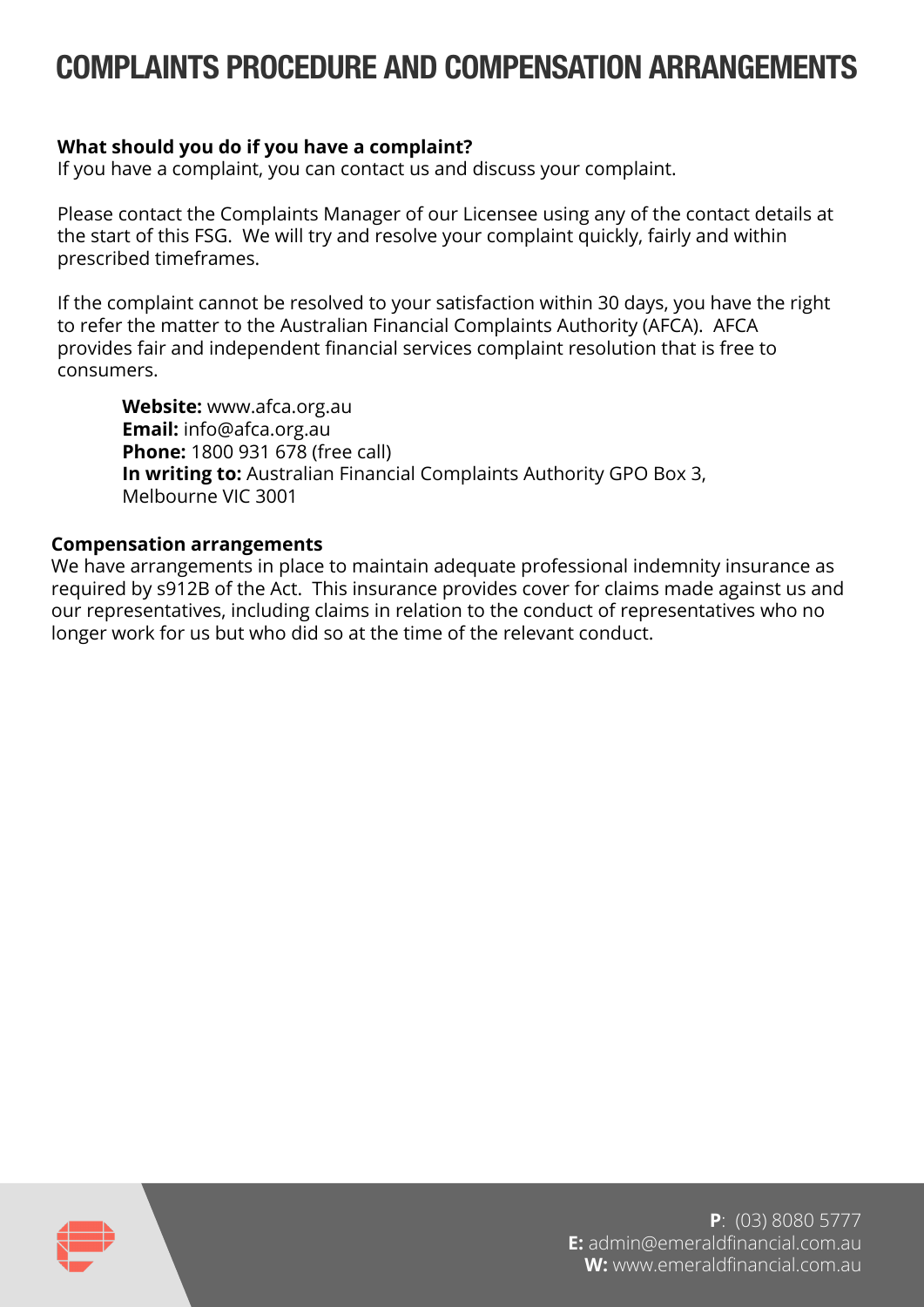# COMPLAINTS PROCEDURE AND COMPENSATION ARRANGEMENTS

**What should you do if you have a complaint?**
If you have a complaint, you can contact us and discuss your complaint.

Please contact the Complaints Manager of our Licensee using any of the contact details at the start of this FSG. We will try and resolve your complaint quickly, fairly and within prescribed timeframes.

If the complaint cannot be resolved to your satisfaction within 30 days, you have the right to refer the matter to the Australian Financial Complaints Authority (AFCA). AFCA provides fair and independent financial services complaint resolution that is free to consumers.

**Website:** www.afca.org.au
**Email:** info@afca.org.au
**Phone:** 1800 931 678 (free call)
**In writing to:** Australian Financial Complaints Authority GPO Box 3, Melbourne VIC 3001

**Compensation arrangements**
We have arrangements in place to maintain adequate professional indemnity insurance as required by s912B of the Act. This insurance provides cover for claims made against us and our representatives, including claims in relation to the conduct of representatives who no longer work for us but who did so at the time of the relevant conduct.

**P**: (03) 8080 5777
**E:** admin@emeraldfinancial.com.au
**W:** www.emeraldfinancial.com.au